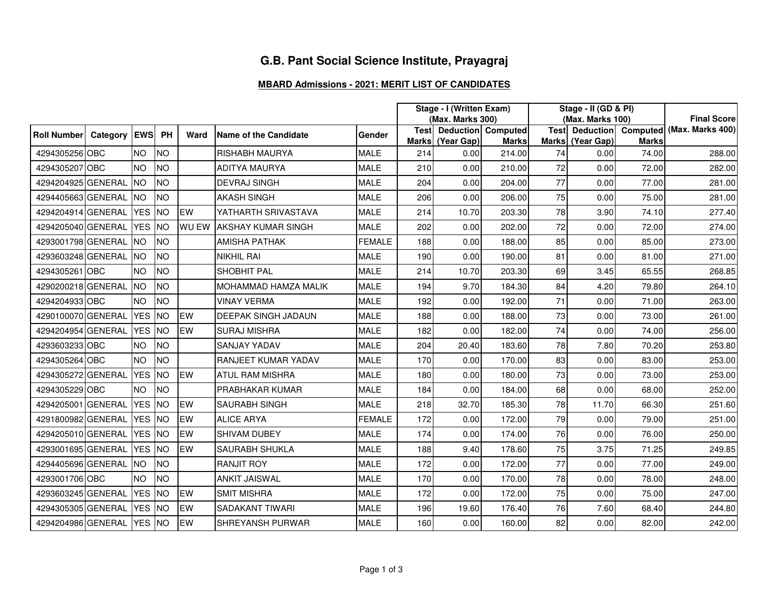# G.B. Pant Social Science Institute, Prayagraj

## MBARD Admissions - 2021: MERIT LIST OF CANDIDATES

| Roll Number | Category | EWS | PH | Ward | Name of the Candidate | Gender | Stage - I (Written Exam) (Max. Marks 300) | | | Stage - II (GD & PI) (Max. Marks 100) | | | Final Score |
|---|---|---|---|---|---|---|---|---|---|---|---|---|---|
| | | | | | | | Test Marks | Deduction (Year Gap) | Computed Marks | Test Marks | Deduction (Year Gap) | Computed Marks | (Max. Marks 400) |
| 4294305256 | OBC | NO | NO | | RISHABH MAURYA | MALE | 214 | 0.00 | 214.00 | 74 | 0.00 | 74.00 | 288.00 |
| 4294305207 | OBC | NO | NO | | ADITYA MAURYA | MALE | 210 | 0.00 | 210.00 | 72 | 0.00 | 72.00 | 282.00 |
| 4294204925 | GENERAL | NO | NO | | DEVRAJ SINGH | MALE | 204 | 0.00 | 204.00 | 77 | 0.00 | 77.00 | 281.00 |
| 4294405663 | GENERAL | NO | NO | | AKASH SINGH | MALE | 206 | 0.00 | 206.00 | 75 | 0.00 | 75.00 | 281.00 |
| 4294204914 | GENERAL | YES | NO | EW | YATHARTH SRIVASTAVA | MALE | 214 | 10.70 | 203.30 | 78 | 3.90 | 74.10 | 277.40 |
| 4294205040 | GENERAL | YES | NO | WU EW | AKSHAY KUMAR SINGH | MALE | 202 | 0.00 | 202.00 | 72 | 0.00 | 72.00 | 274.00 |
| 4293001798 | GENERAL | NO | NO | | AMISHA PATHAK | FEMALE | 188 | 0.00 | 188.00 | 85 | 0.00 | 85.00 | 273.00 |
| 4293603248 | GENERAL | NO | NO | | NIKHIL RAI | MALE | 190 | 0.00 | 190.00 | 81 | 0.00 | 81.00 | 271.00 |
| 4294305261 | OBC | NO | NO | | SHOBHIT PAL | MALE | 214 | 10.70 | 203.30 | 69 | 3.45 | 65.55 | 268.85 |
| 4290200218 | GENERAL | NO | NO | | MOHAMMAD HAMZA MALIK | MALE | 194 | 9.70 | 184.30 | 84 | 4.20 | 79.80 | 264.10 |
| 4294204933 | OBC | NO | NO | | VINAY VERMA | MALE | 192 | 0.00 | 192.00 | 71 | 0.00 | 71.00 | 263.00 |
| 4290100070 | GENERAL | YES | NO | EW | DEEPAK SINGH JADAUN | MALE | 188 | 0.00 | 188.00 | 73 | 0.00 | 73.00 | 261.00 |
| 4294204954 | GENERAL | YES | NO | EW | SURAJ MISHRA | MALE | 182 | 0.00 | 182.00 | 74 | 0.00 | 74.00 | 256.00 |
| 4293603233 | OBC | NO | NO | | SANJAY YADAV | MALE | 204 | 20.40 | 183.60 | 78 | 7.80 | 70.20 | 253.80 |
| 4294305264 | OBC | NO | NO | | RANJEET KUMAR YADAV | MALE | 170 | 0.00 | 170.00 | 83 | 0.00 | 83.00 | 253.00 |
| 4294305272 | GENERAL | YES | NO | EW | ATUL RAM MISHRA | MALE | 180 | 0.00 | 180.00 | 73 | 0.00 | 73.00 | 253.00 |
| 4294305229 | OBC | NO | NO | | PRABHAKAR KUMAR | MALE | 184 | 0.00 | 184.00 | 68 | 0.00 | 68.00 | 252.00 |
| 4294205001 | GENERAL | YES | NO | EW | SAURABH SINGH | MALE | 218 | 32.70 | 185.30 | 78 | 11.70 | 66.30 | 251.60 |
| 4291800982 | GENERAL | YES | NO | EW | ALICE ARYA | FEMALE | 172 | 0.00 | 172.00 | 79 | 0.00 | 79.00 | 251.00 |
| 4294205010 | GENERAL | YES | NO | EW | SHIVAM DUBEY | MALE | 174 | 0.00 | 174.00 | 76 | 0.00 | 76.00 | 250.00 |
| 4293001695 | GENERAL | YES | NO | EW | SAURABH SHUKLA | MALE | 188 | 9.40 | 178.60 | 75 | 3.75 | 71.25 | 249.85 |
| 4294405696 | GENERAL | NO | NO | | RANJIT ROY | MALE | 172 | 0.00 | 172.00 | 77 | 0.00 | 77.00 | 249.00 |
| 4293001706 | OBC | NO | NO | | ANKIT JAISWAL | MALE | 170 | 0.00 | 170.00 | 78 | 0.00 | 78.00 | 248.00 |
| 4293603245 | GENERAL | YES | NO | EW | SMIT MISHRA | MALE | 172 | 0.00 | 172.00 | 75 | 0.00 | 75.00 | 247.00 |
| 4294305305 | GENERAL | YES | NO | EW | SADAKANT TIWARI | MALE | 196 | 19.60 | 176.40 | 76 | 7.60 | 68.40 | 244.80 |
| 4294204986 | GENERAL | YES | NO | EW | SHREYANSH PURWAR | MALE | 160 | 0.00 | 160.00 | 82 | 0.00 | 82.00 | 242.00 |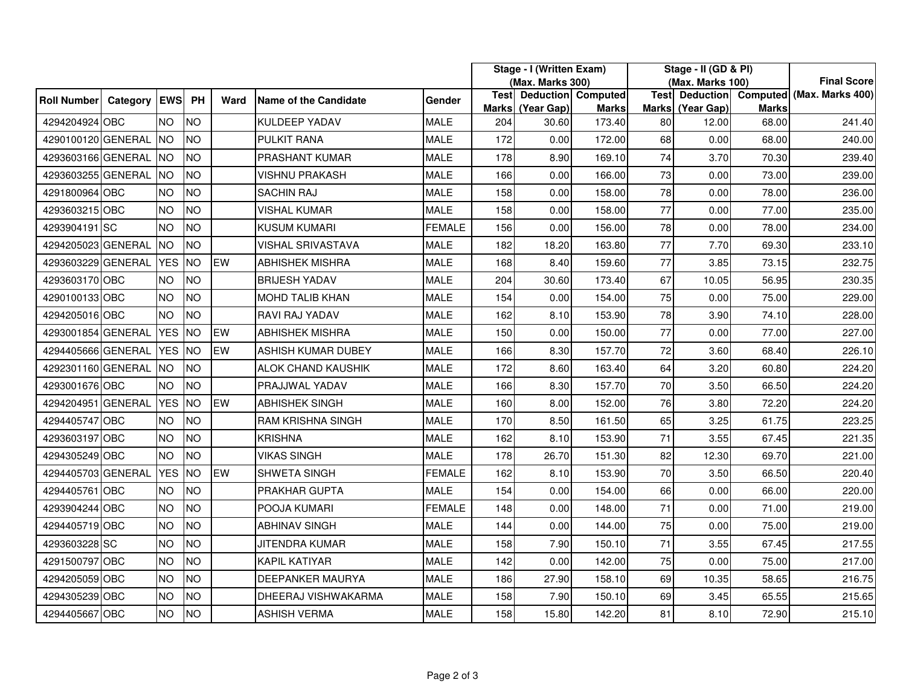| Roll Number | Category | EWS | PH | Ward | Name of the Candidate | Gender | Stage - I (Written Exam) (Max. Marks 300) | | | Stage - II (GD & PI) (Max. Marks 100) | | | Final Score |
|---|---|---|---|---|---|---|---|---|---|---|---|---|---|
| | | | | | | | Test Marks | Deduction (Year Gap) | Computed Marks | Test Marks | Deduction (Year Gap) | Computed Marks | (Max. Marks 400) |
| 4294204924 | OBC | NO | NO | | KULDEEP YADAV | MALE | 204 | 30.60 | 173.40 | 80 | 12.00 | 68.00 | 241.40 |
| 4290100120 | GENERAL | NO | NO | | PULKIT RANA | MALE | 172 | 0.00 | 172.00 | 68 | 0.00 | 68.00 | 240.00 |
| 4293603166 | GENERAL | NO | NO | | PRASHANT KUMAR | MALE | 178 | 8.90 | 169.10 | 74 | 3.70 | 70.30 | 239.40 |
| 4293603255 | GENERAL | NO | NO | | VISHNU PRAKASH | MALE | 166 | 0.00 | 166.00 | 73 | 0.00 | 73.00 | 239.00 |
| 4291800964 | OBC | NO | NO | | SACHIN RAJ | MALE | 158 | 0.00 | 158.00 | 78 | 0.00 | 78.00 | 236.00 |
| 4293603215 | OBC | NO | NO | | VISHAL KUMAR | MALE | 158 | 0.00 | 158.00 | 77 | 0.00 | 77.00 | 235.00 |
| 4293904191 | SC | NO | NO | | KUSUM KUMARI | FEMALE | 156 | 0.00 | 156.00 | 78 | 0.00 | 78.00 | 234.00 |
| 4294205023 | GENERAL | NO | NO | | VISHAL SRIVASTAVA | MALE | 182 | 18.20 | 163.80 | 77 | 7.70 | 69.30 | 233.10 |
| 4293603229 | GENERAL | YES | NO | EW | ABHISHEK MISHRA | MALE | 168 | 8.40 | 159.60 | 77 | 3.85 | 73.15 | 232.75 |
| 4293603170 | OBC | NO | NO | | BRIJESH YADAV | MALE | 204 | 30.60 | 173.40 | 67 | 10.05 | 56.95 | 230.35 |
| 4290100133 | OBC | NO | NO | | MOHD TALIB KHAN | MALE | 154 | 0.00 | 154.00 | 75 | 0.00 | 75.00 | 229.00 |
| 4294205016 | OBC | NO | NO | | RAVI RAJ YADAV | MALE | 162 | 8.10 | 153.90 | 78 | 3.90 | 74.10 | 228.00 |
| 4293001854 | GENERAL | YES | NO | EW | ABHISHEK MISHRA | MALE | 150 | 0.00 | 150.00 | 77 | 0.00 | 77.00 | 227.00 |
| 4294405666 | GENERAL | YES | NO | EW | ASHISH KUMAR DUBEY | MALE | 166 | 8.30 | 157.70 | 72 | 3.60 | 68.40 | 226.10 |
| 4292301160 | GENERAL | NO | NO | | ALOK CHAND KAUSHIK | MALE | 172 | 8.60 | 163.40 | 64 | 3.20 | 60.80 | 224.20 |
| 4293001676 | OBC | NO | NO | | PRAJJWAL YADAV | MALE | 166 | 8.30 | 157.70 | 70 | 3.50 | 66.50 | 224.20 |
| 4294204951 | GENERAL | YES | NO | EW | ABHISHEK SINGH | MALE | 160 | 8.00 | 152.00 | 76 | 3.80 | 72.20 | 224.20 |
| 4294405747 | OBC | NO | NO | | RAM KRISHNA SINGH | MALE | 170 | 8.50 | 161.50 | 65 | 3.25 | 61.75 | 223.25 |
| 4293603197 | OBC | NO | NO | | KRISHNA | MALE | 162 | 8.10 | 153.90 | 71 | 3.55 | 67.45 | 221.35 |
| 4294305249 | OBC | NO | NO | | VIKAS SINGH | MALE | 178 | 26.70 | 151.30 | 82 | 12.30 | 69.70 | 221.00 |
| 4294405703 | GENERAL | YES | NO | EW | SHWETA SINGH | FEMALE | 162 | 8.10 | 153.90 | 70 | 3.50 | 66.50 | 220.40 |
| 4294405761 | OBC | NO | NO | | PRAKHAR GUPTA | MALE | 154 | 0.00 | 154.00 | 66 | 0.00 | 66.00 | 220.00 |
| 4293904244 | OBC | NO | NO | | POOJA KUMARI | FEMALE | 148 | 0.00 | 148.00 | 71 | 0.00 | 71.00 | 219.00 |
| 4294405719 | OBC | NO | NO | | ABHINAV SINGH | MALE | 144 | 0.00 | 144.00 | 75 | 0.00 | 75.00 | 219.00 |
| 4293603228 | SC | NO | NO | | JITENDRA KUMAR | MALE | 158 | 7.90 | 150.10 | 71 | 3.55 | 67.45 | 217.55 |
| 4291500797 | OBC | NO | NO | | KAPIL KATIYAR | MALE | 142 | 0.00 | 142.00 | 75 | 0.00 | 75.00 | 217.00 |
| 4294205059 | OBC | NO | NO | | DEEPANKER MAURYA | MALE | 186 | 27.90 | 158.10 | 69 | 10.35 | 58.65 | 216.75 |
| 4294305239 | OBC | NO | NO | | DHEERAJ VISHWAKARMA | MALE | 158 | 7.90 | 150.10 | 69 | 3.45 | 65.55 | 215.65 |
| 4294405667 | OBC | NO | NO | | ASHISH VERMA | MALE | 158 | 15.80 | 142.20 | 81 | 8.10 | 72.90 | 215.10 |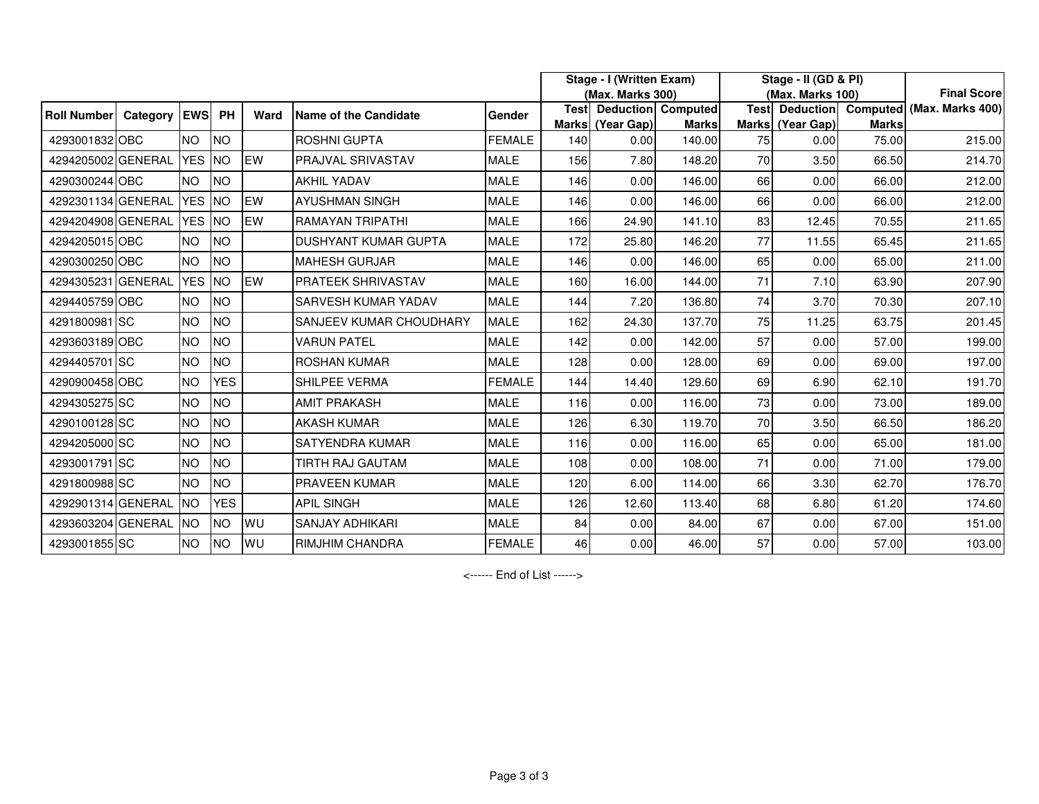| | | | | | | | Stage - I (Written Exam) (Max. Marks 300) | | | Stage - II (GD & PI) (Max. Marks 100) | | | Final Score |
|---|---|---|---|---|---|---|---|---|---|---|---|---|---|
| Roll Number | Category | EWS | PH | Ward | Name of the Candidate | Gender | Test Marks | Deduction (Year Gap) | Computed Marks | Test Marks | Deduction (Year Gap) | Computed Marks | (Max. Marks 400) |
| 4293001832 | OBC | NO | NO | | ROSHNI GUPTA | FEMALE | 140 | 0.00 | 140.00 | 75 | 0.00 | 75.00 | 215.00 |
| 4294205002 | GENERAL | YES | NO | EW | PRAJVAL SRIVASTAV | MALE | 156 | 7.80 | 148.20 | 70 | 3.50 | 66.50 | 214.70 |
| 4290300244 | OBC | NO | NO | | AKHIL YADAV | MALE | 146 | 0.00 | 146.00 | 66 | 0.00 | 66.00 | 212.00 |
| 4292301134 | GENERAL | YES | NO | EW | AYUSHMAN SINGH | MALE | 146 | 0.00 | 146.00 | 66 | 0.00 | 66.00 | 212.00 |
| 4294204908 | GENERAL | YES | NO | EW | RAMAYAN TRIPATHI | MALE | 166 | 24.90 | 141.10 | 83 | 12.45 | 70.55 | 211.65 |
| 4294205015 | OBC | NO | NO | | DUSHYANT KUMAR GUPTA | MALE | 172 | 25.80 | 146.20 | 77 | 11.55 | 65.45 | 211.65 |
| 4290300250 | OBC | NO | NO | | MAHESH GURJAR | MALE | 146 | 0.00 | 146.00 | 65 | 0.00 | 65.00 | 211.00 |
| 4294305231 | GENERAL | YES | NO | EW | PRATEEK SHRIVASTAV | MALE | 160 | 16.00 | 144.00 | 71 | 7.10 | 63.90 | 207.90 |
| 4294405759 | OBC | NO | NO | | SARVESH KUMAR YADAV | MALE | 144 | 7.20 | 136.80 | 74 | 3.70 | 70.30 | 207.10 |
| 4291800981 | SC | NO | NO | | SANJEEV KUMAR CHOUDHARY | MALE | 162 | 24.30 | 137.70 | 75 | 11.25 | 63.75 | 201.45 |
| 4293603189 | OBC | NO | NO | | VARUN PATEL | MALE | 142 | 0.00 | 142.00 | 57 | 0.00 | 57.00 | 199.00 |
| 4294405701 | SC | NO | NO | | ROSHAN KUMAR | MALE | 128 | 0.00 | 128.00 | 69 | 0.00 | 69.00 | 197.00 |
| 4290900458 | OBC | NO | YES | | SHILPEE VERMA | FEMALE | 144 | 14.40 | 129.60 | 69 | 6.90 | 62.10 | 191.70 |
| 4294305275 | SC | NO | NO | | AMIT PRAKASH | MALE | 116 | 0.00 | 116.00 | 73 | 0.00 | 73.00 | 189.00 |
| 4290100128 | SC | NO | NO | | AKASH KUMAR | MALE | 126 | 6.30 | 119.70 | 70 | 3.50 | 66.50 | 186.20 |
| 4294205000 | SC | NO | NO | | SATYENDRA KUMAR | MALE | 116 | 0.00 | 116.00 | 65 | 0.00 | 65.00 | 181.00 |
| 4293001791 | SC | NO | NO | | TIRTH RAJ GAUTAM | MALE | 108 | 0.00 | 108.00 | 71 | 0.00 | 71.00 | 179.00 |
| 4291800988 | SC | NO | NO | | PRAVEEN KUMAR | MALE | 120 | 6.00 | 114.00 | 66 | 3.30 | 62.70 | 176.70 |
| 4292901314 | GENERAL | NO | YES | | APIL SINGH | MALE | 126 | 12.60 | 113.40 | 68 | 6.80 | 61.20 | 174.60 |
| 4293603204 | GENERAL | NO | NO | WU | SANJAY ADHIKARI | MALE | 84 | 0.00 | 84.00 | 67 | 0.00 | 67.00 | 151.00 |
| 4293001855 | SC | NO | NO | WU | RIMJHIM CHANDRA | FEMALE | 46 | 0.00 | 46.00 | 57 | 0.00 | 57.00 | 103.00 |

<------ End of List ------>